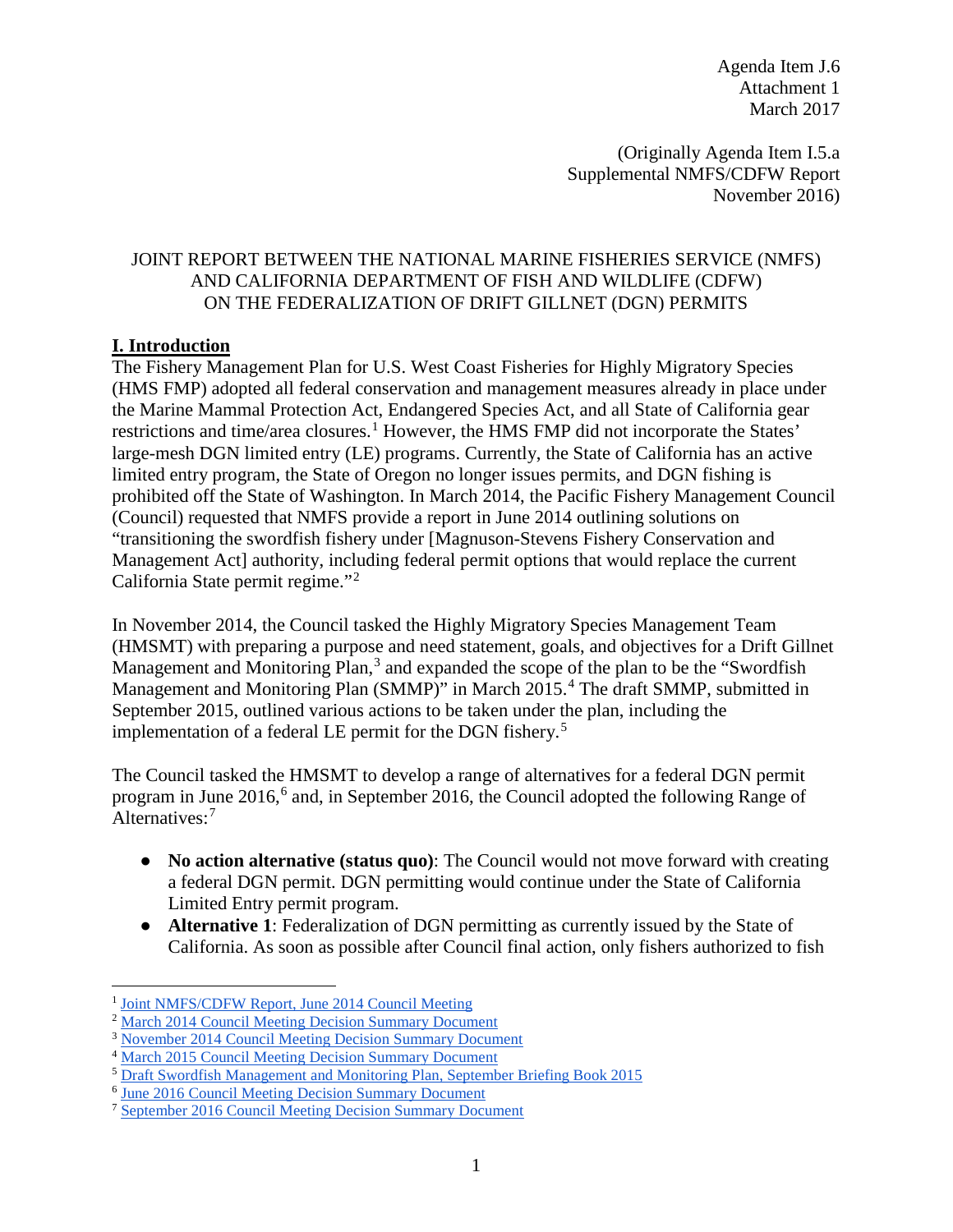Agenda Item J.6
Attachment 1
March 2017

(Originally Agenda Item I.5.a
Supplemental NMFS/CDFW Report
November 2016)

JOINT REPORT BETWEEN THE NATIONAL MARINE FISHERIES SERVICE (NMFS) AND CALIFORNIA DEPARTMENT OF FISH AND WILDLIFE (CDFW) ON THE FEDERALIZATION OF DRIFT GILLNET (DGN) PERMITS

## I. Introduction

The Fishery Management Plan for U.S. West Coast Fisheries for Highly Migratory Species (HMS FMP) adopted all federal conservation and management measures already in place under the Marine Mammal Protection Act, Endangered Species Act, and all State of California gear restrictions and time/area closures.[1] However, the HMS FMP did not incorporate the States' large-mesh DGN limited entry (LE) programs. Currently, the State of California has an active limited entry program, the State of Oregon no longer issues permits, and DGN fishing is prohibited off the State of Washington. In March 2014, the Pacific Fishery Management Council (Council) requested that NMFS provide a report in June 2014 outlining solutions on "transitioning the swordfish fishery under [Magnuson-Stevens Fishery Conservation and Management Act] authority, including federal permit options that would replace the current California State permit regime."[2]

In November 2014, the Council tasked the Highly Migratory Species Management Team (HMSMT) with preparing a purpose and need statement, goals, and objectives for a Drift Gillnet Management and Monitoring Plan,[3] and expanded the scope of the plan to be the "Swordfish Management and Monitoring Plan (SMMP)" in March 2015.[4] The draft SMMP, submitted in September 2015, outlined various actions to be taken under the plan, including the implementation of a federal LE permit for the DGN fishery.[5]

The Council tasked the HMSMT to develop a range of alternatives for a federal DGN permit program in June 2016,[6] and, in September 2016, the Council adopted the following Range of Alternatives:[7]

- **No action alternative (status quo)**: The Council would not move forward with creating a federal DGN permit. DGN permitting would continue under the State of California Limited Entry permit program.
- **Alternative 1**: Federalization of DGN permitting as currently issued by the State of California. As soon as possible after Council final action, only fishers authorized to fish

[1] Joint NMFS/CDFW Report, June 2014 Council Meeting
[2] March 2014 Council Meeting Decision Summary Document
[3] November 2014 Council Meeting Decision Summary Document
[4] March 2015 Council Meeting Decision Summary Document
[5] Draft Swordfish Management and Monitoring Plan, September Briefing Book 2015
[6] June 2016 Council Meeting Decision Summary Document
[7] September 2016 Council Meeting Decision Summary Document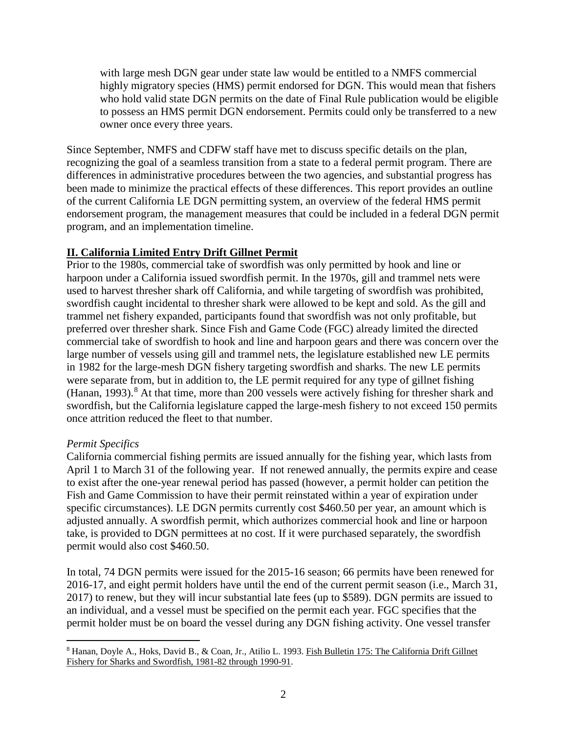with large mesh DGN gear under state law would be entitled to a NMFS commercial highly migratory species (HMS) permit endorsed for DGN. This would mean that fishers who hold valid state DGN permits on the date of Final Rule publication would be eligible to possess an HMS permit DGN endorsement. Permits could only be transferred to a new owner once every three years.

Since September, NMFS and CDFW staff have met to discuss specific details on the plan, recognizing the goal of a seamless transition from a state to a federal permit program. There are differences in administrative procedures between the two agencies, and substantial progress has been made to minimize the practical effects of these differences. This report provides an outline of the current California LE DGN permitting system, an overview of the federal HMS permit endorsement program, the management measures that could be included in a federal DGN permit program, and an implementation timeline.

## II. California Limited Entry Drift Gillnet Permit

Prior to the 1980s, commercial take of swordfish was only permitted by hook and line or harpoon under a California issued swordfish permit. In the 1970s, gill and trammel nets were used to harvest thresher shark off California, and while targeting of swordfish was prohibited, swordfish caught incidental to thresher shark were allowed to be kept and sold. As the gill and trammel net fishery expanded, participants found that swordfish was not only profitable, but preferred over thresher shark. Since Fish and Game Code (FGC) already limited the directed commercial take of swordfish to hook and line and harpoon gears and there was concern over the large number of vessels using gill and trammel nets, the legislature established new LE permits in 1982 for the large-mesh DGN fishery targeting swordfish and sharks. The new LE permits were separate from, but in addition to, the LE permit required for any type of gillnet fishing (Hanan, 1993).[8] At that time, more than 200 vessels were actively fishing for thresher shark and swordfish, but the California legislature capped the large-mesh fishery to not exceed 150 permits once attrition reduced the fleet to that number.

### *Permit Specifics*

California commercial fishing permits are issued annually for the fishing year, which lasts from April 1 to March 31 of the following year. If not renewed annually, the permits expire and cease to exist after the one-year renewal period has passed (however, a permit holder can petition the Fish and Game Commission to have their permit reinstated within a year of expiration under specific circumstances). LE DGN permits currently cost $460.50 per year, an amount which is adjusted annually. A swordfish permit, which authorizes commercial hook and line or harpoon take, is provided to DGN permittees at no cost. If it were purchased separately, the swordfish permit would also cost $460.50.

In total, 74 DGN permits were issued for the 2015-16 season; 66 permits have been renewed for 2016-17, and eight permit holders have until the end of the current permit season (i.e., March 31, 2017) to renew, but they will incur substantial late fees (up to $589). DGN permits are issued to an individual, and a vessel must be specified on the permit each year. FGC specifies that the permit holder must be on board the vessel during any DGN fishing activity. One vessel transfer

---

[8] Hanan, Doyle A., Hoks, David B., & Coan, Jr., Atilio L. 1993. Fish Bulletin 175: The California Drift Gillnet Fishery for Sharks and Swordfish, 1981-82 through 1990-91.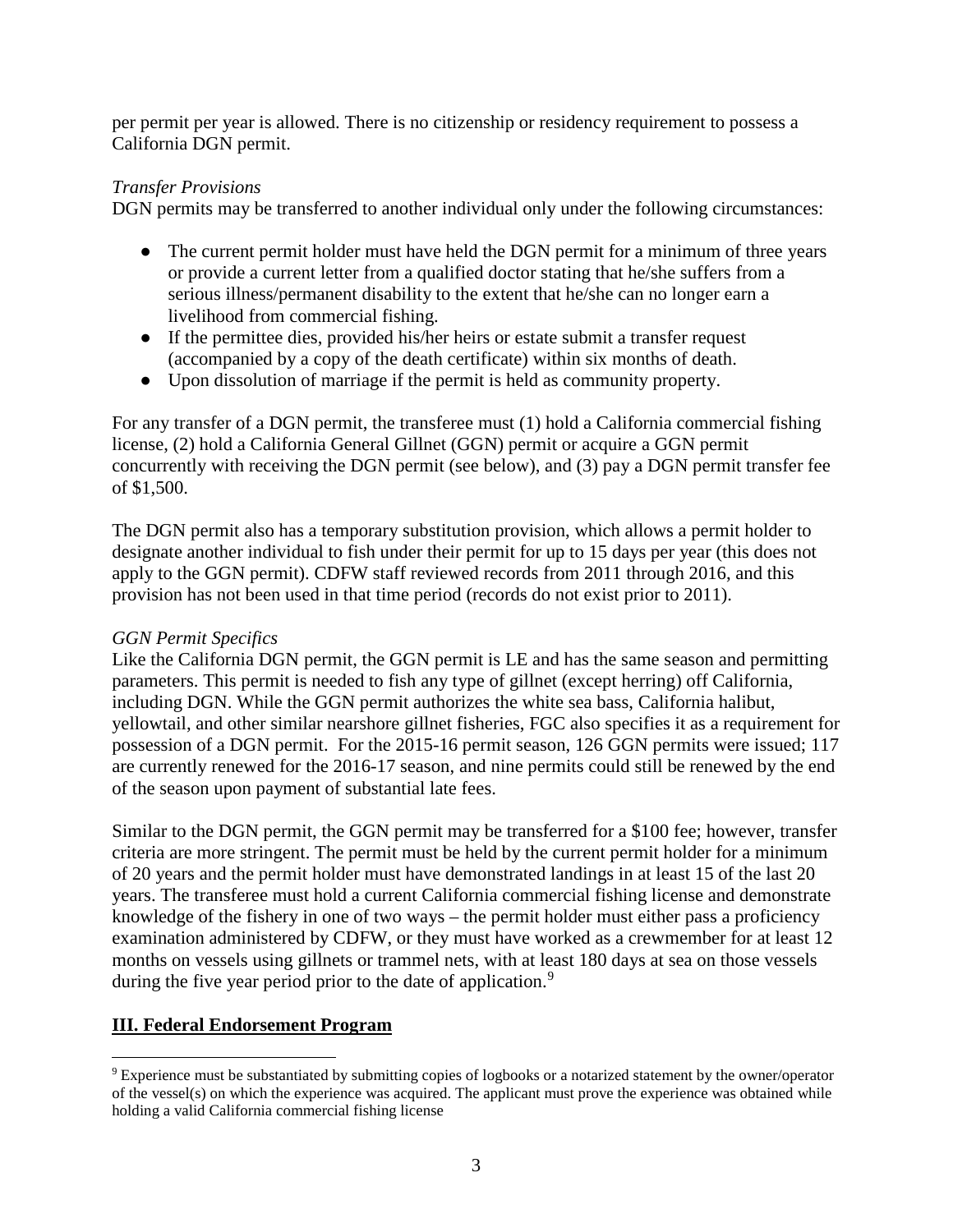per permit per year is allowed. There is no citizenship or residency requirement to possess a California DGN permit.

*Transfer Provisions*

DGN permits may be transferred to another individual only under the following circumstances:

- The current permit holder must have held the DGN permit for a minimum of three years or provide a current letter from a qualified doctor stating that he/she suffers from a serious illness/permanent disability to the extent that he/she can no longer earn a livelihood from commercial fishing.
- If the permittee dies, provided his/her heirs or estate submit a transfer request (accompanied by a copy of the death certificate) within six months of death.
- Upon dissolution of marriage if the permit is held as community property.

For any transfer of a DGN permit, the transferee must (1) hold a California commercial fishing license, (2) hold a California General Gillnet (GGN) permit or acquire a GGN permit concurrently with receiving the DGN permit (see below), and (3) pay a DGN permit transfer fee of $1,500.

The DGN permit also has a temporary substitution provision, which allows a permit holder to designate another individual to fish under their permit for up to 15 days per year (this does not apply to the GGN permit). CDFW staff reviewed records from 2011 through 2016, and this provision has not been used in that time period (records do not exist prior to 2011).

*GGN Permit Specifics*

Like the California DGN permit, the GGN permit is LE and has the same season and permitting parameters. This permit is needed to fish any type of gillnet (except herring) off California, including DGN. While the GGN permit authorizes the white sea bass, California halibut, yellowtail, and other similar nearshore gillnet fisheries, FGC also specifies it as a requirement for possession of a DGN permit. For the 2015-16 permit season, 126 GGN permits were issued; 117 are currently renewed for the 2016-17 season, and nine permits could still be renewed by the end of the season upon payment of substantial late fees.

Similar to the DGN permit, the GGN permit may be transferred for a $100 fee; however, transfer criteria are more stringent. The permit must be held by the current permit holder for a minimum of 20 years and the permit holder must have demonstrated landings in at least 15 of the last 20 years. The transferee must hold a current California commercial fishing license and demonstrate knowledge of the fishery in one of two ways – the permit holder must either pass a proficiency examination administered by CDFW, or they must have worked as a crewmember for at least 12 months on vessels using gillnets or trammel nets, with at least 180 days at sea on those vessels during the five year period prior to the date of application.[9]

## III. Federal Endorsement Program

[9] Experience must be substantiated by submitting copies of logbooks or a notarized statement by the owner/operator of the vessel(s) on which the experience was acquired. The applicant must prove the experience was obtained while holding a valid California commercial fishing license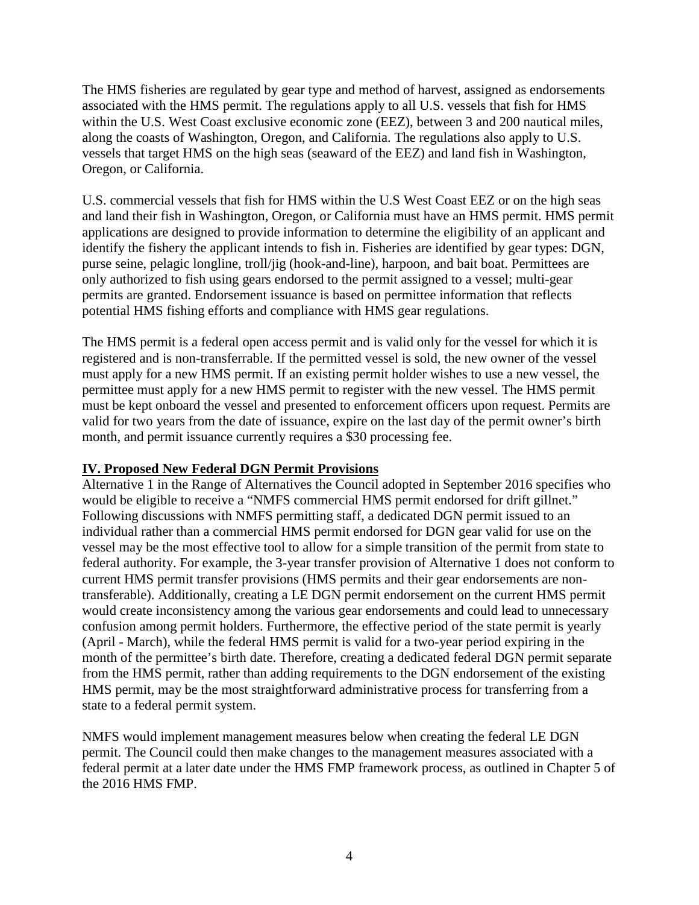The HMS fisheries are regulated by gear type and method of harvest, assigned as endorsements associated with the HMS permit. The regulations apply to all U.S. vessels that fish for HMS within the U.S. West Coast exclusive economic zone (EEZ), between 3 and 200 nautical miles, along the coasts of Washington, Oregon, and California. The regulations also apply to U.S. vessels that target HMS on the high seas (seaward of the EEZ) and land fish in Washington, Oregon, or California.

U.S. commercial vessels that fish for HMS within the U.S West Coast EEZ or on the high seas and land their fish in Washington, Oregon, or California must have an HMS permit. HMS permit applications are designed to provide information to determine the eligibility of an applicant and identify the fishery the applicant intends to fish in. Fisheries are identified by gear types: DGN, purse seine, pelagic longline, troll/jig (hook-and-line), harpoon, and bait boat. Permittees are only authorized to fish using gears endorsed to the permit assigned to a vessel; multi-gear permits are granted. Endorsement issuance is based on permittee information that reflects potential HMS fishing efforts and compliance with HMS gear regulations.

The HMS permit is a federal open access permit and is valid only for the vessel for which it is registered and is non-transferrable. If the permitted vessel is sold, the new owner of the vessel must apply for a new HMS permit. If an existing permit holder wishes to use a new vessel, the permittee must apply for a new HMS permit to register with the new vessel. The HMS permit must be kept onboard the vessel and presented to enforcement officers upon request. Permits are valid for two years from the date of issuance, expire on the last day of the permit owner's birth month, and permit issuance currently requires a $30 processing fee.

## IV. Proposed New Federal DGN Permit Provisions

Alternative 1 in the Range of Alternatives the Council adopted in September 2016 specifies who would be eligible to receive a "NMFS commercial HMS permit endorsed for drift gillnet." Following discussions with NMFS permitting staff, a dedicated DGN permit issued to an individual rather than a commercial HMS permit endorsed for DGN gear valid for use on the vessel may be the most effective tool to allow for a simple transition of the permit from state to federal authority. For example, the 3-year transfer provision of Alternative 1 does not conform to current HMS permit transfer provisions (HMS permits and their gear endorsements are non-transferable). Additionally, creating a LE DGN permit endorsement on the current HMS permit would create inconsistency among the various gear endorsements and could lead to unnecessary confusion among permit holders. Furthermore, the effective period of the state permit is yearly (April - March), while the federal HMS permit is valid for a two-year period expiring in the month of the permittee's birth date. Therefore, creating a dedicated federal DGN permit separate from the HMS permit, rather than adding requirements to the DGN endorsement of the existing HMS permit, may be the most straightforward administrative process for transferring from a state to a federal permit system.

NMFS would implement management measures below when creating the federal LE DGN permit. The Council could then make changes to the management measures associated with a federal permit at a later date under the HMS FMP framework process, as outlined in Chapter 5 of the 2016 HMS FMP.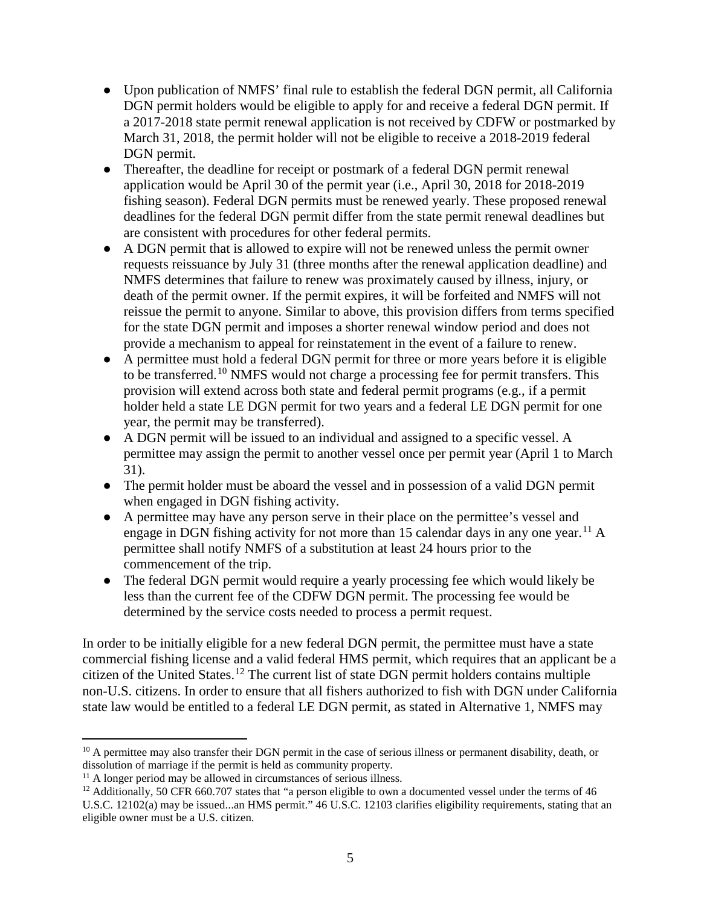- Upon publication of NMFS' final rule to establish the federal DGN permit, all California DGN permit holders would be eligible to apply for and receive a federal DGN permit. If a 2017-2018 state permit renewal application is not received by CDFW or postmarked by March 31, 2018, the permit holder will not be eligible to receive a 2018-2019 federal DGN permit.
- Thereafter, the deadline for receipt or postmark of a federal DGN permit renewal application would be April 30 of the permit year (i.e., April 30, 2018 for 2018-2019 fishing season). Federal DGN permits must be renewed yearly. These proposed renewal deadlines for the federal DGN permit differ from the state permit renewal deadlines but are consistent with procedures for other federal permits.
- A DGN permit that is allowed to expire will not be renewed unless the permit owner requests reissuance by July 31 (three months after the renewal application deadline) and NMFS determines that failure to renew was proximately caused by illness, injury, or death of the permit owner. If the permit expires, it will be forfeited and NMFS will not reissue the permit to anyone. Similar to above, this provision differs from terms specified for the state DGN permit and imposes a shorter renewal window period and does not provide a mechanism to appeal for reinstatement in the event of a failure to renew.
- A permittee must hold a federal DGN permit for three or more years before it is eligible to be transferred.[10] NMFS would not charge a processing fee for permit transfers. This provision will extend across both state and federal permit programs (e.g., if a permit holder held a state LE DGN permit for two years and a federal LE DGN permit for one year, the permit may be transferred).
- A DGN permit will be issued to an individual and assigned to a specific vessel. A permittee may assign the permit to another vessel once per permit year (April 1 to March 31).
- The permit holder must be aboard the vessel and in possession of a valid DGN permit when engaged in DGN fishing activity.
- A permittee may have any person serve in their place on the permittee's vessel and engage in DGN fishing activity for not more than 15 calendar days in any one year.[11] A permittee shall notify NMFS of a substitution at least 24 hours prior to the commencement of the trip.
- The federal DGN permit would require a yearly processing fee which would likely be less than the current fee of the CDFW DGN permit. The processing fee would be determined by the service costs needed to process a permit request.

In order to be initially eligible for a new federal DGN permit, the permittee must have a state commercial fishing license and a valid federal HMS permit, which requires that an applicant be a citizen of the United States.[12] The current list of state DGN permit holders contains multiple non-U.S. citizens. In order to ensure that all fishers authorized to fish with DGN under California state law would be entitled to a federal LE DGN permit, as stated in Alternative 1, NMFS may

---

[10] A permittee may also transfer their DGN permit in the case of serious illness or permanent disability, death, or dissolution of marriage if the permit is held as community property.

[11] A longer period may be allowed in circumstances of serious illness.

[12] Additionally, 50 CFR 660.707 states that "a person eligible to own a documented vessel under the terms of 46 U.S.C. 12102(a) may be issued...an HMS permit." 46 U.S.C. 12103 clarifies eligibility requirements, stating that an eligible owner must be a U.S. citizen.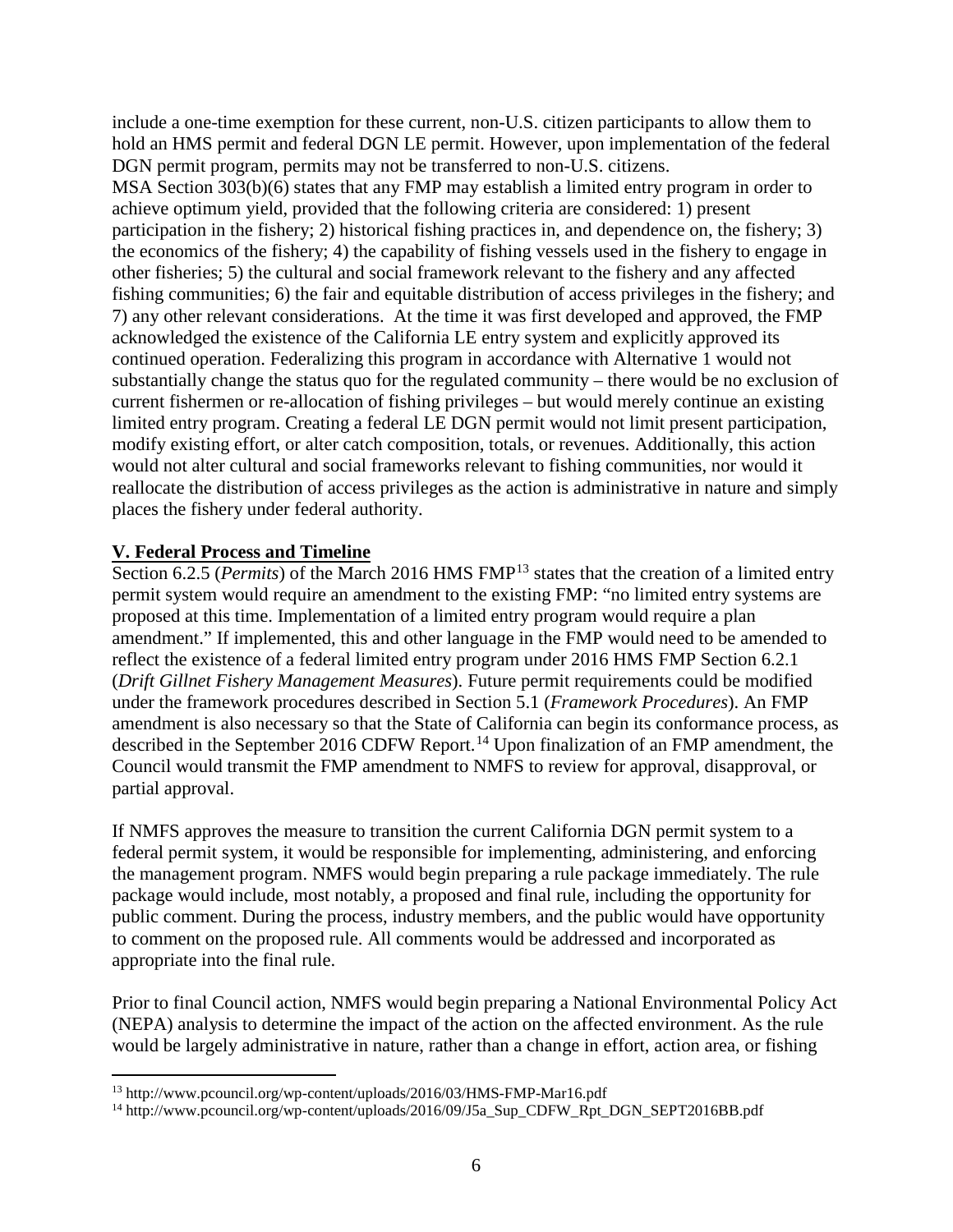include a one-time exemption for these current, non-U.S. citizen participants to allow them to hold an HMS permit and federal DGN LE permit. However, upon implementation of the federal DGN permit program, permits may not be transferred to non-U.S. citizens.

MSA Section 303(b)(6) states that any FMP may establish a limited entry program in order to achieve optimum yield, provided that the following criteria are considered: 1) present participation in the fishery; 2) historical fishing practices in, and dependence on, the fishery; 3) the economics of the fishery; 4) the capability of fishing vessels used in the fishery to engage in other fisheries; 5) the cultural and social framework relevant to the fishery and any affected fishing communities; 6) the fair and equitable distribution of access privileges in the fishery; and 7) any other relevant considerations. At the time it was first developed and approved, the FMP acknowledged the existence of the California LE entry system and explicitly approved its continued operation. Federalizing this program in accordance with Alternative 1 would not substantially change the status quo for the regulated community – there would be no exclusion of current fishermen or re-allocation of fishing privileges – but would merely continue an existing limited entry program. Creating a federal LE DGN permit would not limit present participation, modify existing effort, or alter catch composition, totals, or revenues. Additionally, this action would not alter cultural and social frameworks relevant to fishing communities, nor would it reallocate the distribution of access privileges as the action is administrative in nature and simply places the fishery under federal authority.

## V. Federal Process and Timeline

Section 6.2.5 (*Permits*) of the March 2016 HMS FMP[13] states that the creation of a limited entry permit system would require an amendment to the existing FMP: "no limited entry systems are proposed at this time. Implementation of a limited entry program would require a plan amendment." If implemented, this and other language in the FMP would need to be amended to reflect the existence of a federal limited entry program under 2016 HMS FMP Section 6.2.1 (*Drift Gillnet Fishery Management Measures*). Future permit requirements could be modified under the framework procedures described in Section 5.1 (*Framework Procedures*). An FMP amendment is also necessary so that the State of California can begin its conformance process, as described in the September 2016 CDFW Report.[14] Upon finalization of an FMP amendment, the Council would transmit the FMP amendment to NMFS to review for approval, disapproval, or partial approval.

If NMFS approves the measure to transition the current California DGN permit system to a federal permit system, it would be responsible for implementing, administering, and enforcing the management program. NMFS would begin preparing a rule package immediately. The rule package would include, most notably, a proposed and final rule, including the opportunity for public comment. During the process, industry members, and the public would have opportunity to comment on the proposed rule. All comments would be addressed and incorporated as appropriate into the final rule.

Prior to final Council action, NMFS would begin preparing a National Environmental Policy Act (NEPA) analysis to determine the impact of the action on the affected environment. As the rule would be largely administrative in nature, rather than a change in effort, action area, or fishing

---

[13] http://www.pcouncil.org/wp-content/uploads/2016/03/HMS-FMP-Mar16.pdf

[14] http://www.pcouncil.org/wp-content/uploads/2016/09/J5a_Sup_CDFW_Rpt_DGN_SEPT2016BB.pdf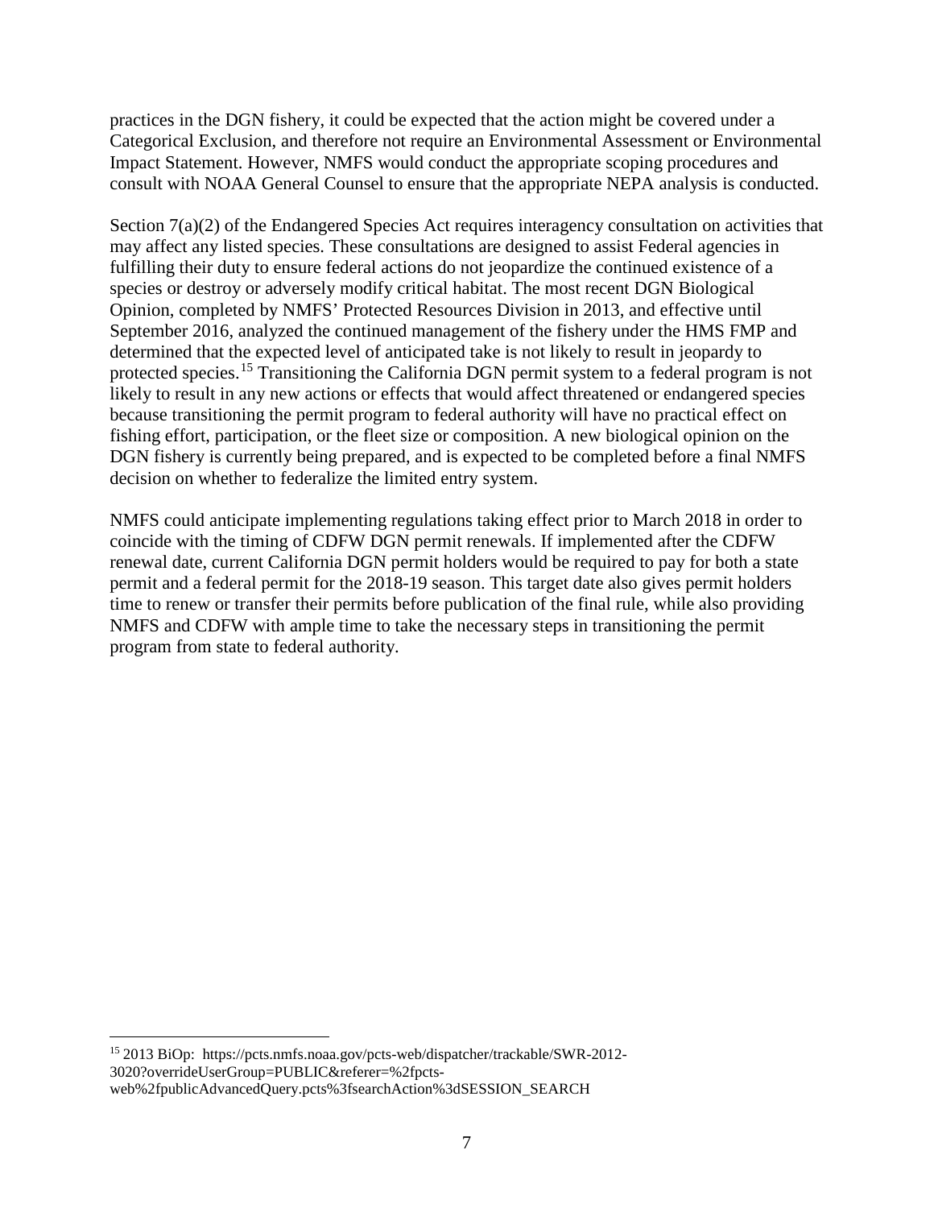practices in the DGN fishery, it could be expected that the action might be covered under a Categorical Exclusion, and therefore not require an Environmental Assessment or Environmental Impact Statement. However, NMFS would conduct the appropriate scoping procedures and consult with NOAA General Counsel to ensure that the appropriate NEPA analysis is conducted.

Section 7(a)(2) of the Endangered Species Act requires interagency consultation on activities that may affect any listed species. These consultations are designed to assist Federal agencies in fulfilling their duty to ensure federal actions do not jeopardize the continued existence of a species or destroy or adversely modify critical habitat. The most recent DGN Biological Opinion, completed by NMFS' Protected Resources Division in 2013, and effective until September 2016, analyzed the continued management of the fishery under the HMS FMP and determined that the expected level of anticipated take is not likely to result in jeopardy to protected species.[15] Transitioning the California DGN permit system to a federal program is not likely to result in any new actions or effects that would affect threatened or endangered species because transitioning the permit program to federal authority will have no practical effect on fishing effort, participation, or the fleet size or composition. A new biological opinion on the DGN fishery is currently being prepared, and is expected to be completed before a final NMFS decision on whether to federalize the limited entry system.

NMFS could anticipate implementing regulations taking effect prior to March 2018 in order to coincide with the timing of CDFW DGN permit renewals. If implemented after the CDFW renewal date, current California DGN permit holders would be required to pay for both a state permit and a federal permit for the 2018-19 season. This target date also gives permit holders time to renew or transfer their permits before publication of the final rule, while also providing NMFS and CDFW with ample time to take the necessary steps in transitioning the permit program from state to federal authority.

[15] 2013 BiOp: https://pcts.nmfs.noaa.gov/pcts-web/dispatcher/trackable/SWR-2012-3020?overrideUserGroup=PUBLIC&referer=%2fpcts-web%2fpublicAdvancedQuery.pcts%3fsearchAction%3dSESSION_SEARCH